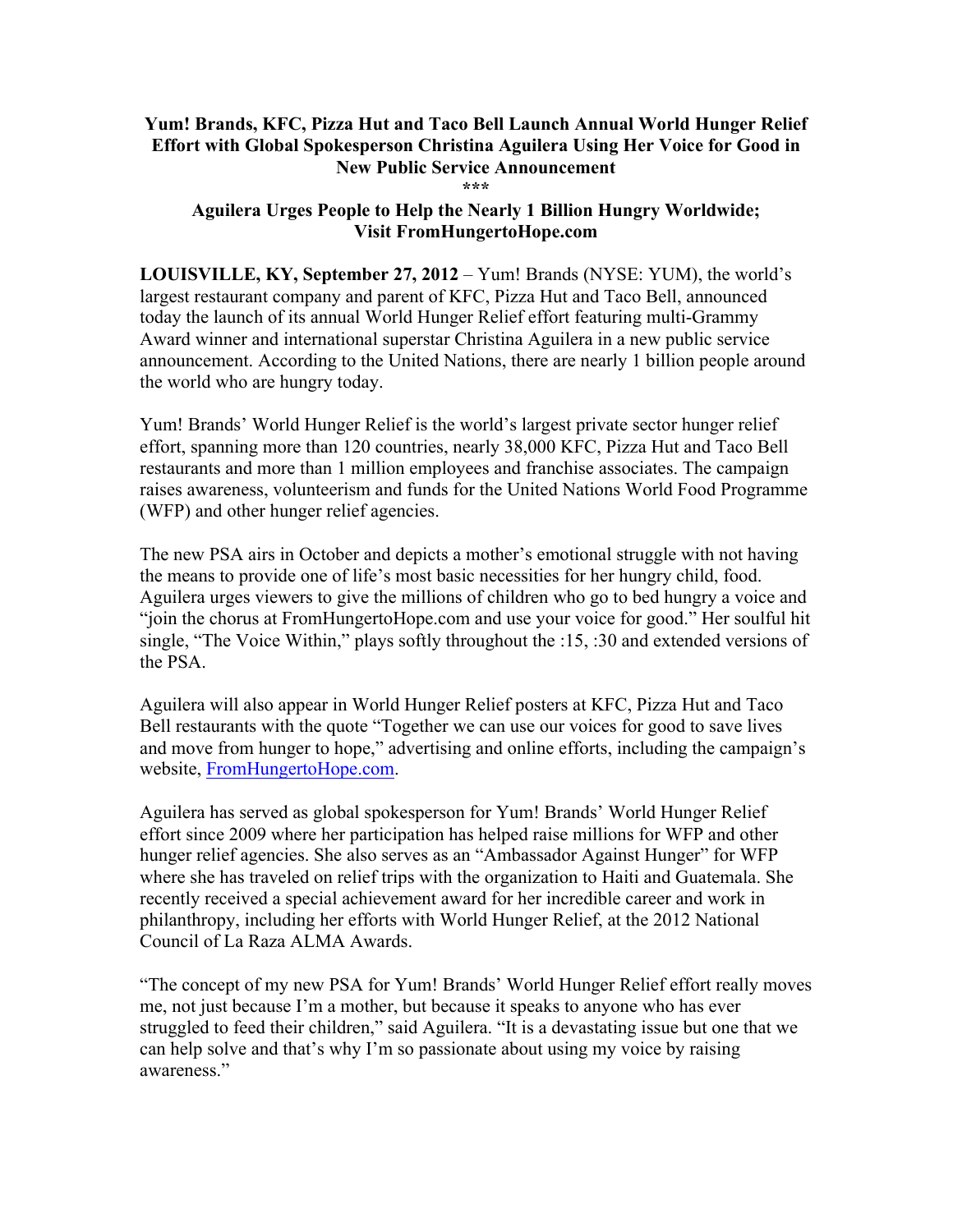**Yum! Brands, KFC, Pizza Hut and Taco Bell Launch Annual World Hunger Relief Effort with Global Spokesperson Christina Aguilera Using Her Voice for Good in New Public Service Announcement**

\*\*\*

**Aguilera Urges People to Help the Nearly 1 Billion Hungry Worldwide; Visit FromHungertoHope.com**

**LOUISVILLE, KY, September 27, 2012** – Yum! Brands (NYSE: YUM), the world's largest restaurant company and parent of KFC, Pizza Hut and Taco Bell, announced today the launch of its annual World Hunger Relief effort featuring multi-Grammy Award winner and international superstar Christina Aguilera in a new public service announcement. According to the United Nations, there are nearly 1 billion people around the world who are hungry today.

Yum! Brands' World Hunger Relief is the world's largest private sector hunger relief effort, spanning more than 120 countries, nearly 38,000 KFC, Pizza Hut and Taco Bell restaurants and more than 1 million employees and franchise associates. The campaign raises awareness, volunteerism and funds for the United Nations World Food Programme (WFP) and other hunger relief agencies.

The new PSA airs in October and depicts a mother's emotional struggle with not having the means to provide one of life's most basic necessities for her hungry child, food. Aguilera urges viewers to give the millions of children who go to bed hungry a voice and "join the chorus at FromHungertoHope.com and use your voice for good." Her soulful hit single, "The Voice Within," plays softly throughout the :15, :30 and extended versions of the PSA.

Aguilera will also appear in World Hunger Relief posters at KFC, Pizza Hut and Taco Bell restaurants with the quote "Together we can use our voices for good to save lives and move from hunger to hope," advertising and online efforts, including the campaign's website, FromHungertoHope.com.

Aguilera has served as global spokesperson for Yum! Brands' World Hunger Relief effort since 2009 where her participation has helped raise millions for WFP and other hunger relief agencies. She also serves as an "Ambassador Against Hunger" for WFP where she has traveled on relief trips with the organization to Haiti and Guatemala. She recently received a special achievement award for her incredible career and work in philanthropy, including her efforts with World Hunger Relief, at the 2012 National Council of La Raza ALMA Awards.

"The concept of my new PSA for Yum! Brands' World Hunger Relief effort really moves me, not just because I'm a mother, but because it speaks to anyone who has ever struggled to feed their children," said Aguilera. "It is a devastating issue but one that we can help solve and that's why I'm so passionate about using my voice by raising awareness."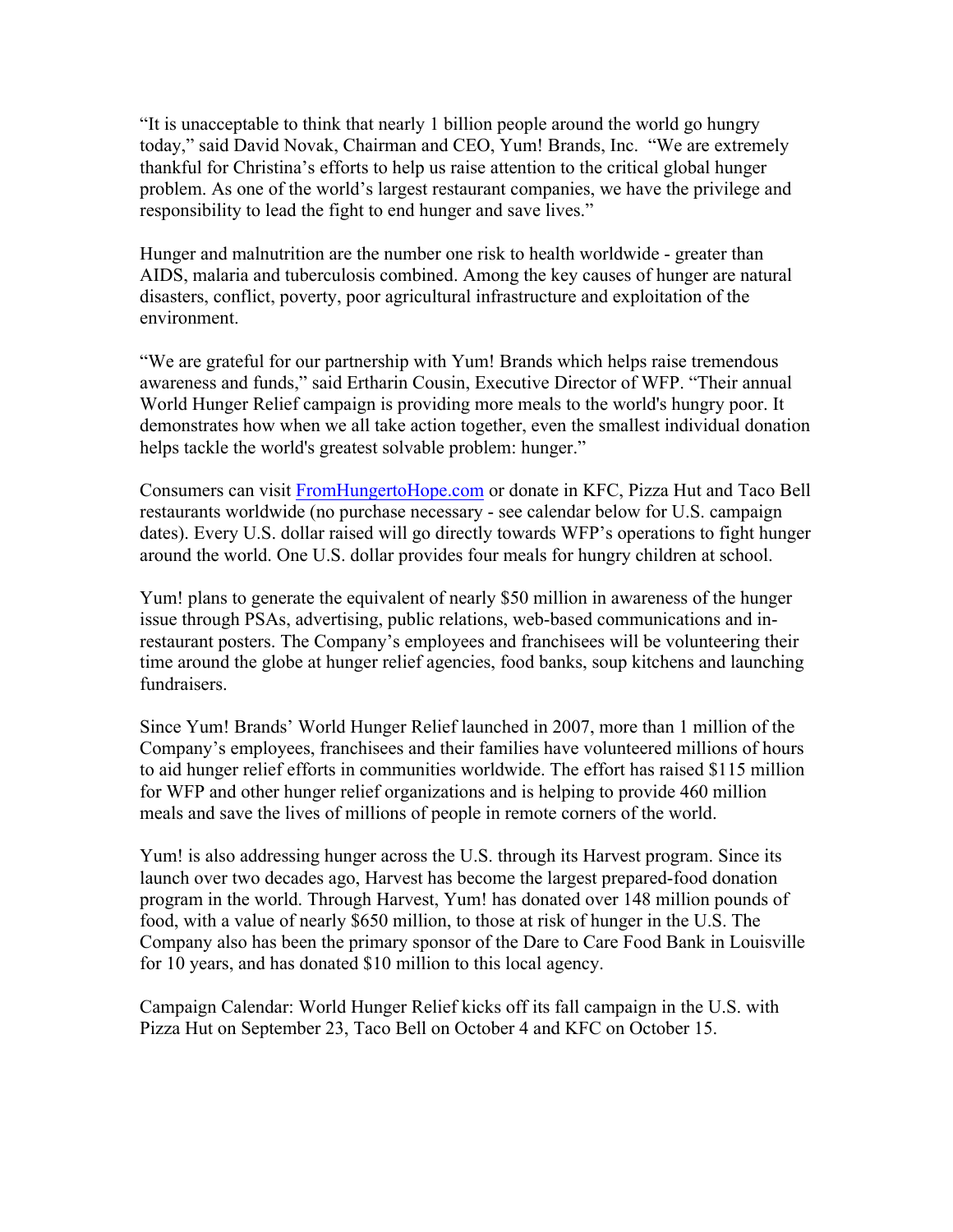"It is unacceptable to think that nearly 1 billion people around the world go hungry today," said David Novak, Chairman and CEO, Yum! Brands, Inc. "We are extremely thankful for Christina's efforts to help us raise attention to the critical global hunger problem. As one of the world's largest restaurant companies, we have the privilege and responsibility to lead the fight to end hunger and save lives."

Hunger and malnutrition are the number one risk to health worldwide - greater than AIDS, malaria and tuberculosis combined. Among the key causes of hunger are natural disasters, conflict, poverty, poor agricultural infrastructure and exploitation of the environment.

"We are grateful for our partnership with Yum! Brands which helps raise tremendous awareness and funds," said Ertharin Cousin, Executive Director of WFP. "Their annual World Hunger Relief campaign is providing more meals to the world's hungry poor. It demonstrates how when we all take action together, even the smallest individual donation helps tackle the world's greatest solvable problem: hunger."

Consumers can visit [FromHungertoHope.com](FromHungertoHope.com) or donate in KFC, Pizza Hut and Taco Bell restaurants worldwide (no purchase necessary - see calendar below for U.S. campaign dates). Every U.S. dollar raised will go directly towards WFP's operations to fight hunger around the world. One U.S. dollar provides four meals for hungry children at school.

Yum! plans to generate the equivalent of nearly $50 million in awareness of the hunger issue through PSAs, advertising, public relations, web-based communications and in-restaurant posters. The Company's employees and franchisees will be volunteering their time around the globe at hunger relief agencies, food banks, soup kitchens and launching fundraisers.

Since Yum! Brands' World Hunger Relief launched in 2007, more than 1 million of the Company's employees, franchisees and their families have volunteered millions of hours to aid hunger relief efforts in communities worldwide. The effort has raised $115 million for WFP and other hunger relief organizations and is helping to provide 460 million meals and save the lives of millions of people in remote corners of the world.

Yum! is also addressing hunger across the U.S. through its Harvest program. Since its launch over two decades ago, Harvest has become the largest prepared-food donation program in the world. Through Harvest, Yum! has donated over 148 million pounds of food, with a value of nearly $650 million, to those at risk of hunger in the U.S. The Company also has been the primary sponsor of the Dare to Care Food Bank in Louisville for 10 years, and has donated $10 million to this local agency.

Campaign Calendar: World Hunger Relief kicks off its fall campaign in the U.S. with Pizza Hut on September 23, Taco Bell on October 4 and KFC on October 15.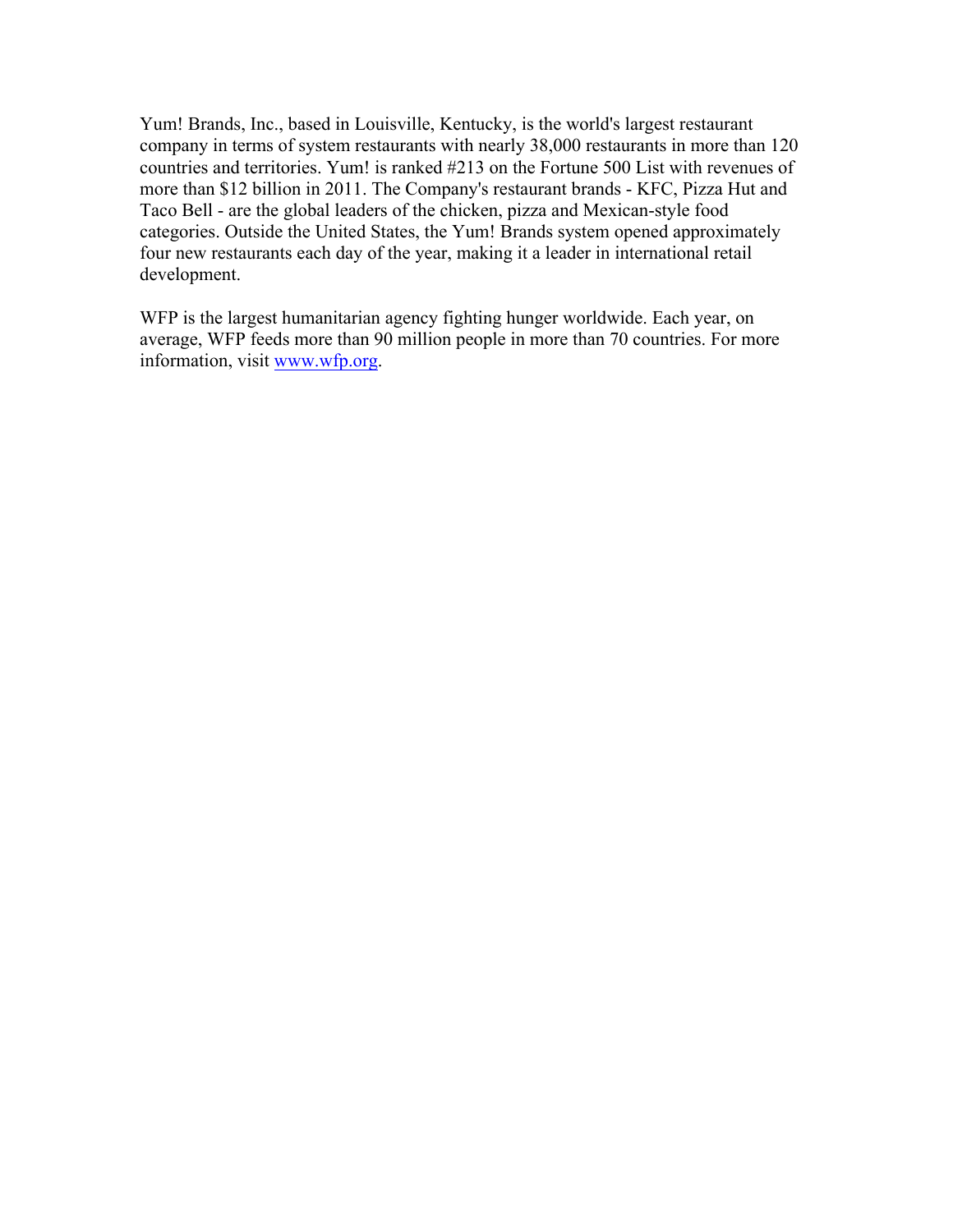Yum! Brands, Inc., based in Louisville, Kentucky, is the world's largest restaurant company in terms of system restaurants with nearly 38,000 restaurants in more than 120 countries and territories. Yum! is ranked #213 on the Fortune 500 List with revenues of more than $12 billion in 2011. The Company's restaurant brands - KFC, Pizza Hut and Taco Bell - are the global leaders of the chicken, pizza and Mexican-style food categories. Outside the United States, the Yum! Brands system opened approximately four new restaurants each day of the year, making it a leader in international retail development.

WFP is the largest humanitarian agency fighting hunger worldwide. Each year, on average, WFP feeds more than 90 million people in more than 70 countries. For more information, visit [www.wfp.org](http://www.wfp.org).